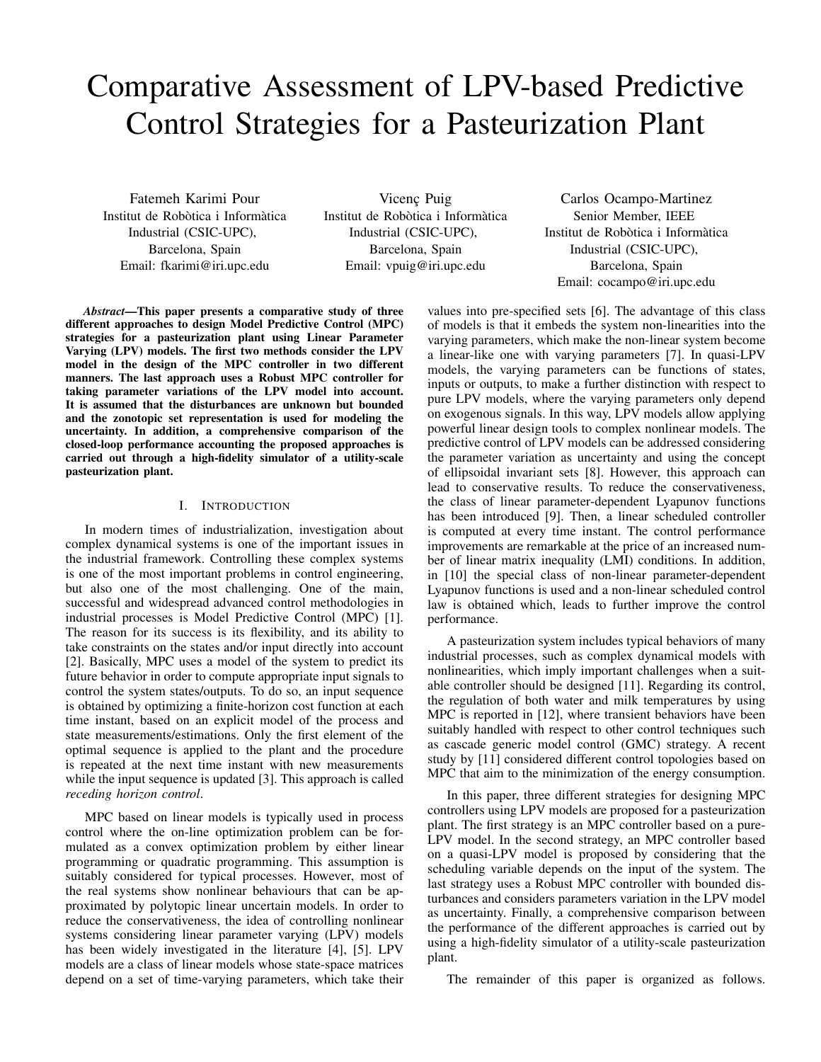# Comparative Assessment of LPV-based Predictive Control Strategies for a Pasteurization Plant

Fatemeh Karimi Pour
Institut de Robòtica i Informàtica Industrial (CSIC-UPC),
Barcelona, Spain
Email: fkarimi@iri.upc.edu

Vicenç Puig
Institut de Robòtica i Informàtica Industrial (CSIC-UPC),
Barcelona, Spain
Email: vpuig@iri.upc.edu

Carlos Ocampo-Martinez
Senior Member, IEEE
Institut de Robòtica i Informàtica Industrial (CSIC-UPC),
Barcelona, Spain
Email: cocampo@iri.upc.edu

***Abstract*—This paper presents a comparative study of three different approaches to design Model Predictive Control (MPC) strategies for a pasteurization plant using Linear Parameter Varying (LPV) models. The first two methods consider the LPV model in the design of the MPC controller in two different manners. The last approach uses a Robust MPC controller for taking parameter variations of the LPV model into account. It is assumed that the disturbances are unknown but bounded and the zonotopic set representation is used for modeling the uncertainty. In addition, a comprehensive comparison of the closed-loop performance accounting the proposed approaches is carried out through a high-fidelity simulator of a utility-scale pasteurization plant.**

## I. Introduction

In modern times of industrialization, investigation about complex dynamical systems is one of the important issues in the industrial framework. Controlling these complex systems is one of the most important problems in control engineering, but also one of the most challenging. One of the main, successful and widespread advanced control methodologies in industrial processes is Model Predictive Control (MPC) [1]. The reason for its success is its flexibility, and its ability to take constraints on the states and/or input directly into account [2]. Basically, MPC uses a model of the system to predict its future behavior in order to compute appropriate input signals to control the system states/outputs. To do so, an input sequence is obtained by optimizing a finite-horizon cost function at each time instant, based on an explicit model of the process and state measurements/estimations. Only the first element of the optimal sequence is applied to the plant and the procedure is repeated at the next time instant with new measurements while the input sequence is updated [3]. This approach is called *receding horizon control*.

MPC based on linear models is typically used in process control where the on-line optimization problem can be formulated as a convex optimization problem by either linear programming or quadratic programming. This assumption is suitably considered for typical processes. However, most of the real systems show nonlinear behaviours that can be approximated by polytopic linear uncertain models. In order to reduce the conservativeness, the idea of controlling nonlinear systems considering linear parameter varying (LPV) models has been widely investigated in the literature [4], [5]. LPV models are a class of linear models whose state-space matrices depend on a set of time-varying parameters, which take their values into pre-specified sets [6]. The advantage of this class of models is that it embeds the system non-linearities into the varying parameters, which make the non-linear system become a linear-like one with varying parameters [7]. In quasi-LPV models, the varying parameters can be functions of states, inputs or outputs, to make a further distinction with respect to pure LPV models, where the varying parameters only depend on exogenous signals. In this way, LPV models allow applying powerful linear design tools to complex nonlinear models. The predictive control of LPV models can be addressed considering the parameter variation as uncertainty and using the concept of ellipsoidal invariant sets [8]. However, this approach can lead to conservative results. To reduce the conservativeness, the class of linear parameter-dependent Lyapunov functions has been introduced [9]. Then, a linear scheduled controller is computed at every time instant. The control performance improvements are remarkable at the price of an increased number of linear matrix inequality (LMI) conditions. In addition, in [10] the special class of non-linear parameter-dependent Lyapunov functions is used and a non-linear scheduled control law is obtained which, leads to further improve the control performance.

A pasteurization system includes typical behaviors of many industrial processes, such as complex dynamical models with nonlinearities, which imply important challenges when a suitable controller should be designed [11]. Regarding its control, the regulation of both water and milk temperatures by using MPC is reported in [12], where transient behaviors have been suitably handled with respect to other control techniques such as cascade generic model control (GMC) strategy. A recent study by [11] considered different control topologies based on MPC that aim to the minimization of the energy consumption.

In this paper, three different strategies for designing MPC controllers using LPV models are proposed for a pasteurization plant. The first strategy is an MPC controller based on a pure-LPV model. In the second strategy, an MPC controller based on a quasi-LPV model is proposed by considering that the scheduling variable depends on the input of the system. The last strategy uses a Robust MPC controller with bounded disturbances and considers parameters variation in the LPV model as uncertainty. Finally, a comprehensive comparison between the performance of the different approaches is carried out by using a high-fidelity simulator of a utility-scale pasteurization plant.

The remainder of this paper is organized as follows.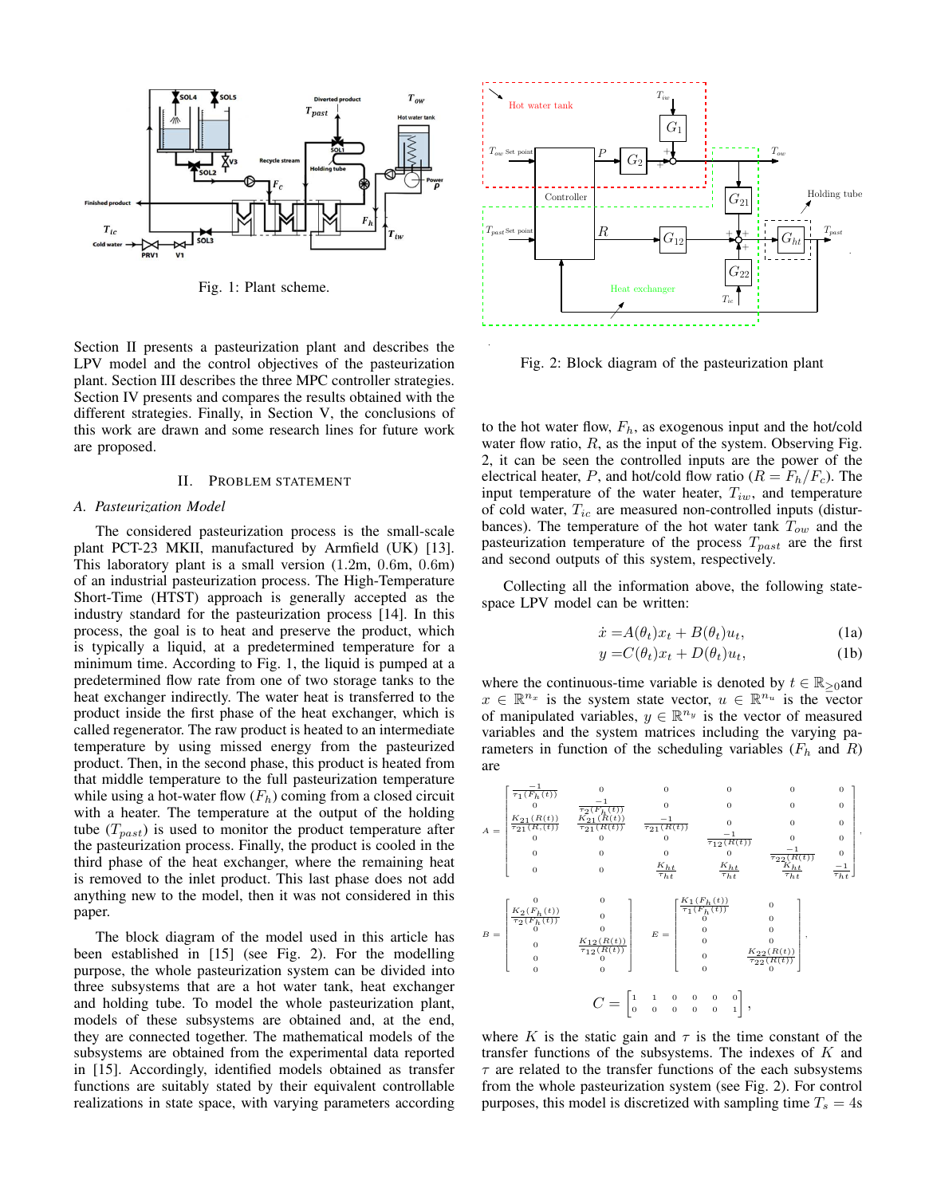Fig. 1: Plant scheme.

Fig. 2: Block diagram of the pasteurization plant

Section II presents a pasteurization plant and describes the LPV model and the control objectives of the pasteurization plant. Section III describes the three MPC controller strategies. Section IV presents and compares the results obtained with the different strategies. Finally, in Section V, the conclusions of this work are drawn and some research lines for future work are proposed.

## II. Problem Statement

### A. Pasteurization Model

The considered pasteurization process is the small-scale plant PCT-23 MKII, manufactured by Armfield (UK) [13]. This laboratory plant is a small version (1.2m, 0.6m, 0.6m) of an industrial pasteurization process. The High-Temperature Short-Time (HTST) approach is generally accepted as the industry standard for the pasteurization process [14]. In this process, the goal is to heat and preserve the product, which is typically a liquid, at a predetermined temperature for a minimum time. According to Fig. 1, the liquid is pumped at a predetermined flow rate from one of two storage tanks to the heat exchanger indirectly. The water heat is transferred to the product inside the first phase of the heat exchanger, which is called regenerator. The raw product is heated to an intermediate temperature by using missed energy from the pasteurized product. Then, in the second phase, this product is heated from that middle temperature to the full pasteurization temperature while using a hot-water flow ($F_h$) coming from a closed circuit with a heater. The temperature at the output of the holding tube ($T_{past}$) is used to monitor the product temperature after the pasteurization process. Finally, the product is cooled in the third phase of the heat exchanger, where the remaining heat is removed to the inlet product. This last phase does not add anything new to the model, then it was not considered in this paper.

The block diagram of the model used in this article has been established in [15] (see Fig. 2). For the modelling purpose, the whole pasteurization system can be divided into three subsystems that are a hot water tank, heat exchanger and holding tube. To model the whole pasteurization plant, models of these subsystems are obtained and, at the end, they are connected together. The mathematical models of the subsystems are obtained from the experimental data reported in [15]. Accordingly, identified models obtained as transfer functions are suitably stated by their equivalent controllable realizations in state space, with varying parameters according to the hot water flow, $F_h$, as exogenous input and the hot/cold water flow ratio, $R$, as the input of the system. Observing Fig. 2, it can be seen the controlled inputs are the power of the electrical heater, $P$, and hot/cold flow ratio ($R = F_h/F_c$). The input temperature of the water heater, $T_{iw}$, and temperature of cold water, $T_{ic}$ are measured non-controlled inputs (disturbances). The temperature of the hot water tank $T_{ow}$ and the pasteurization temperature of the process $T_{past}$ are the first and second outputs of this system, respectively.

Collecting all the information above, the following state-space LPV model can be written:

$$\dot{x} = A(\theta_t)x_t + B(\theta_t)u_t, \tag{1a}$$

$$y = C(\theta_t)x_t + D(\theta_t)u_t, \tag{1b}$$

where the continuous-time variable is denoted by $t \in \mathbb{R}_{\geq 0}$and $x \in \mathbb{R}^{n_x}$ is the system state vector, $u \in \mathbb{R}^{n_u}$ is the vector of manipulated variables, $y \in \mathbb{R}^{n_y}$ is the vector of measured variables and the system matrices including the varying parameters in function of the scheduling variables ($F_h$ and $R$) are

$$A = \begin{bmatrix} \frac{-1}{\tau_1(F_h(t))} & 0 & 0 & 0 & 0 & 0 \\ 0 & \frac{-1}{\tau_2(F_h(t))} & 0 & 0 & 0 & 0 \\ \frac{K_{21}(R(t))}{\tau_{21}(R,(t))} & \frac{K_{21}(R(t))}{\tau_{21}(R(t))} & \frac{-1}{\tau_{21}(R(t))} & 0 & 0 & 0 \\ 0 & 0 & 0 & \frac{-1}{\tau_{12}(R(t))} & 0 & 0 \\ 0 & 0 & 0 & 0 & \frac{-1}{\tau_{22}(R(t))} & 0 \\ 0 & 0 & \frac{K_{ht}}{\tau_{ht}} & \frac{K_{ht}}{\tau_{ht}} & \frac{K_{ht}}{\tau_{ht}} & \frac{-1}{\tau_{ht}} \end{bmatrix},$$

$$B = \begin{bmatrix} 0 & 0 \\ \frac{K_2(F_h(t))}{\tau_2(F_h(t))} & 0 \\ 0 & 0 \\ 0 & \frac{K_{12}(R(t))}{\tau_{12}(R(t))} \\ 0 & 0 \\ 0 & 0 \end{bmatrix} \quad E = \begin{bmatrix} \frac{K_1(F_h(t))}{\tau_1(F_h(t))} & 0 \\ 0 & 0 \\ 0 & 0 \\ 0 & 0 \\ 0 & \frac{K_{22}(R(t))}{\tau_{22}(R(t))} \\ 0 & 0 \end{bmatrix},$$

$$C = \begin{bmatrix} 1 & 1 & 0 & 0 & 0 & 0 \\ 0 & 0 & 0 & 0 & 0 & 1 \end{bmatrix},$$

where $K$ is the static gain and $\tau$ is the time constant of the transfer functions of the subsystems. The indexes of $K$ and $\tau$ are related to the transfer functions of the each subsystems from the whole pasteurization system (see Fig. 2). For control purposes, this model is discretized with sampling time $T_s = 4$s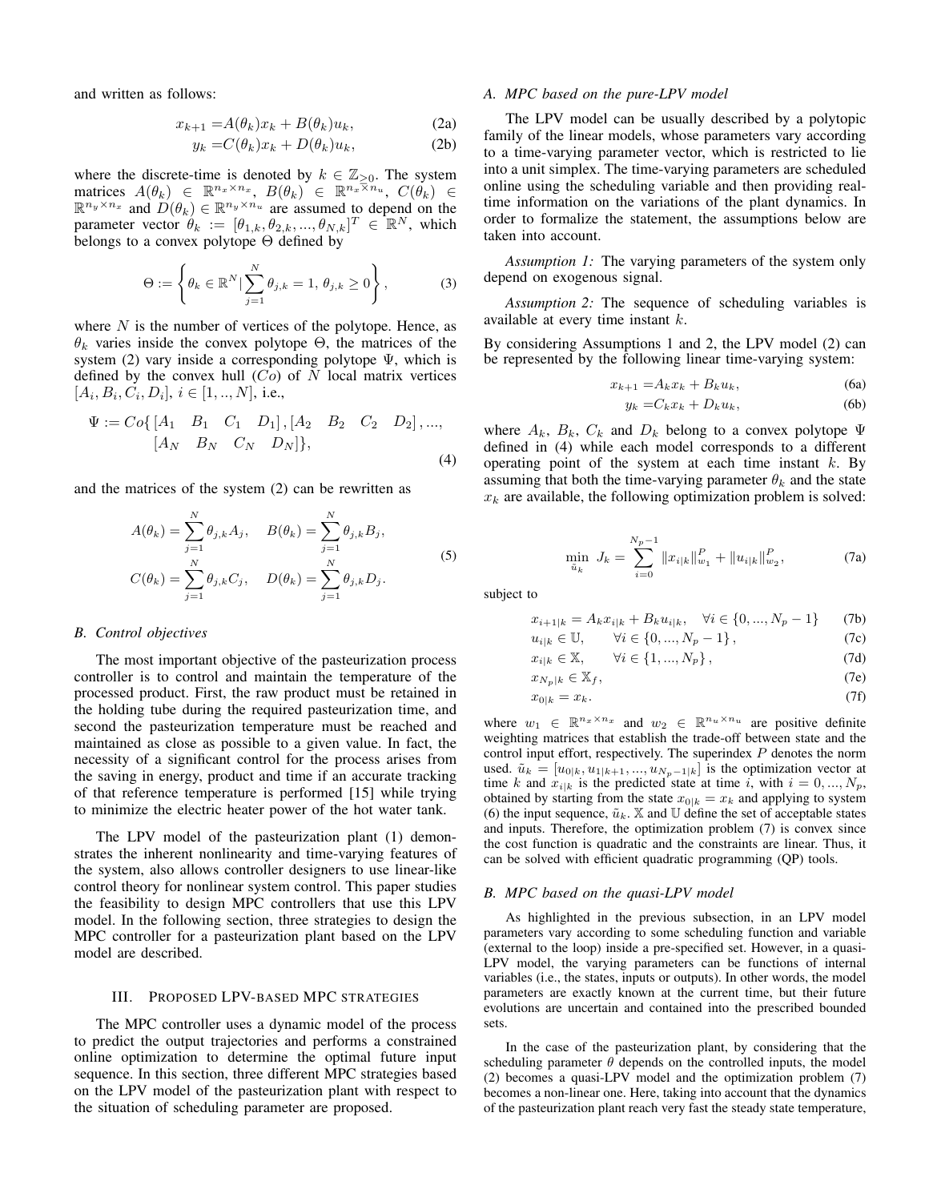and written as follows:

$$x_{k+1} = A(\theta_k)x_k + B(\theta_k)u_k, \tag{2a}$$
$$y_k = C(\theta_k)x_k + D(\theta_k)u_k, \tag{2b}$$

where the discrete-time is denoted by $k \in \mathbb{Z}_{\geq 0}$. The system matrices $A(\theta_k) \in \mathbb{R}^{n_x \times n_x}$, $B(\theta_k) \in \mathbb{R}^{n_x \times n_u}$, $C(\theta_k) \in \mathbb{R}^{n_y \times n_x}$ and $D(\theta_k) \in \mathbb{R}^{n_y \times n_u}$ are assumed to depend on the parameter vector $\theta_k := [\theta_{1,k}, \theta_{2,k}, ..., \theta_{N,k}]^T \in \mathbb{R}^N$, which belongs to a convex polytope $\Theta$ defined by

$$\Theta := \left\{ \theta_k \in \mathbb{R}^N | \sum_{j=1}^{N} \theta_{j,k} = 1, \, \theta_{j,k} \geq 0 \right\}, \tag{3}$$

where $N$ is the number of vertices of the polytope. Hence, as $\theta_k$ varies inside the convex polytope $\Theta$, the matrices of the system (2) vary inside a corresponding polytope $\Psi$, which is defined by the convex hull ($Co$) of $N$ local matrix vertices $[A_i, B_i, C_i, D_i]$, $i \in [1, .., N]$, i.e.,

$$\Psi := Co\{ [A_1 \quad B_1 \quad C_1 \quad D_1], [A_2 \quad B_2 \quad C_2 \quad D_2], ..., [A_N \quad B_N \quad C_N \quad D_N]\}, \tag{4}$$

and the matrices of the system (2) can be rewritten as

$$A(\theta_k) = \sum_{j=1}^{N} \theta_{j,k} A_j, \quad B(\theta_k) = \sum_{j=1}^{N} \theta_{j,k} B_j,$$
$$C(\theta_k) = \sum_{j=1}^{N} \theta_{j,k} C_j, \quad D(\theta_k) = \sum_{j=1}^{N} \theta_{j,k} D_j. \tag{5}$$

### B. Control objectives

The most important objective of the pasteurization process controller is to control and maintain the temperature of the processed product. First, the raw product must be retained in the holding tube during the required pasteurization time, and second the pasteurization temperature must be reached and maintained as close as possible to a given value. In fact, the necessity of a significant control for the process arises from the saving in energy, product and time if an accurate tracking of that reference temperature is performed [15] while trying to minimize the electric heater power of the hot water tank.

The LPV model of the pasteurization plant (1) demonstrates the inherent nonlinearity and time-varying features of the system, also allows controller designers to use linear-like control theory for nonlinear system control. This paper studies the feasibility to design MPC controllers that use this LPV model. In the following section, three strategies to design the MPC controller for a pasteurization plant based on the LPV model are described.

## III. Proposed LPV-based MPC strategies

The MPC controller uses a dynamic model of the process to predict the output trajectories and performs a constrained online optimization to determine the optimal future input sequence. In this section, three different MPC strategies based on the LPV model of the pasteurization plant with respect to the situation of scheduling parameter are proposed.

### A. MPC based on the pure-LPV model

The LPV model can be usually described by a polytopic family of the linear models, whose parameters vary according to a time-varying parameter vector, which is restricted to lie into a unit simplex. The time-varying parameters are scheduled online using the scheduling variable and then providing real-time information on the variations of the plant dynamics. In order to formalize the statement, the assumptions below are taken into account.

*Assumption 1:* The varying parameters of the system only depend on exogenous signal.

*Assumption 2:* The sequence of scheduling variables is available at every time instant $k$.

By considering Assumptions 1 and 2, the LPV model (2) can be represented by the following linear time-varying system:

$$x_{k+1} = A_k x_k + B_k u_k, \tag{6a}$$
$$y_k = C_k x_k + D_k u_k, \tag{6b}$$

where $A_k$, $B_k$, $C_k$ and $D_k$ belong to a convex polytope $\Psi$ defined in (4) while each model corresponds to a different operating point of the system at each time instant $k$. By assuming that both the time-varying parameter $\theta_k$ and the state $x_k$ are available, the following optimization problem is solved:

$$\min_{\tilde{u}_k} \; J_k = \sum_{i=0}^{N_p-1} \|x_{i|k}\|_{w_1}^P + \|u_{i|k}\|_{w_2}^P, \tag{7a}$$

subject to

$$x_{i+1|k} = A_k x_{i|k} + B_k u_{i|k}, \quad \forall i \in \{0, ..., N_p - 1\} \tag{7b}$$
$$u_{i|k} \in \mathbb{U}, \quad \forall i \in \{0, ..., N_p - 1\}, \tag{7c}$$
$$x_{i|k} \in \mathbb{X}, \quad \forall i \in \{1, ..., N_p\}, \tag{7d}$$
$$x_{N_p|k} \in \mathbb{X}_f, \tag{7e}$$
$$x_{0|k} = x_k. \tag{7f}$$

where $w_1 \in \mathbb{R}^{n_x \times n_x}$ and $w_2 \in \mathbb{R}^{n_u \times n_u}$ are positive definite weighting matrices that establish the trade-off between state and the control input effort, respectively. The superindex $P$ denotes the norm used. $\tilde{u}_k = [u_{0|k}, u_{1|k+1}, ..., u_{N_p-1|k}]$ is the optimization vector at time $k$ and $x_{i|k}$ is the predicted state at time $i$, with $i = 0, ..., N_p$, obtained by starting from the state $x_{0|k} = x_k$ and applying to system (6) the input sequence, $\tilde{u}_k$. $\mathbb{X}$ and $\mathbb{U}$ define the set of acceptable states and inputs. Therefore, the optimization problem (7) is convex since the cost function is quadratic and the constraints are linear. Thus, it can be solved with efficient quadratic programming (QP) tools.

### B. MPC based on the quasi-LPV model

As highlighted in the previous subsection, in an LPV model parameters vary according to some scheduling function and variable (external to the loop) inside a pre-specified set. However, in a quasi-LPV model, the varying parameters can be functions of internal variables (i.e., the states, inputs or outputs). In other words, the model parameters are exactly known at the current time, but their future evolutions are uncertain and contained into the prescribed bounded sets.

In the case of the pasteurization plant, by considering that the scheduling parameter $\theta$ depends on the controlled inputs, the model (2) becomes a quasi-LPV model and the optimization problem (7) becomes a non-linear one. Here, taking into account that the dynamics of the pasteurization plant reach very fast the steady state temperature,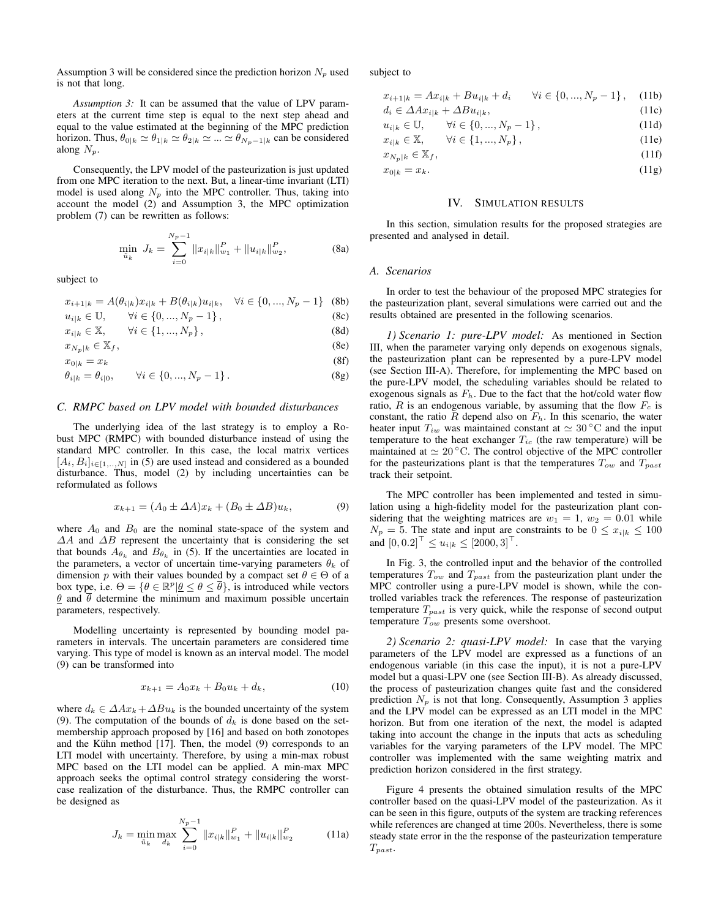Assumption 3 will be considered since the prediction horizon $N_p$ used is not that long.

*Assumption 3:* It can be assumed that the value of LPV parameters at the current time step is equal to the next step ahead and equal to the value estimated at the beginning of the MPC prediction horizon. Thus, $\theta_{0|k} \simeq \theta_{1|k} \simeq \theta_{2|k} \simeq ... \simeq \theta_{N_p-1|k}$ can be considered along $N_p$.

Consequently, the LPV model of the pasteurization is just updated from one MPC iteration to the next. But, a linear-time invariant (LTI) model is used along $N_p$ into the MPC controller. Thus, taking into account the model (2) and Assumption 3, the MPC optimization problem (7) can be rewritten as follows:

$$\min_{\tilde{u}_k} \; J_k = \sum_{i=0}^{N_p-1} \|x_{i|k}\|_{w_1}^{P} + \|u_{i|k}\|_{w_2}^{P}, \tag{8a}$$

subject to

$$x_{i+1|k} = A(\theta_{i|k})x_{i|k} + B(\theta_{i|k})u_{i|k}, \quad \forall i \in \{0, ..., N_p-1\} \tag{8b}$$

$$u_{i|k} \in \mathbb{U}, \qquad \forall i \in \{0, ..., N_p-1\}, \tag{8c}$$

$$x_{i|k} \in \mathbb{X}, \qquad \forall i \in \{1, ..., N_p\}, \tag{8d}$$

$$x_{N_p|k} \in \mathbb{X}_f, \tag{8e}$$

$$x_{0|k} = x_k \tag{8f}$$

$$\theta_{i|k} = \theta_{i|0}, \qquad \forall i \in \{0, ..., N_p-1\}. \tag{8g}$$

### C. RMPC based on LPV model with bounded disturbances

The underlying idea of the last strategy is to employ a Robust MPC (RMPC) with bounded disturbance instead of using the standard MPC controller. In this case, the local matrix vertices $[A_i, B_i]_{i\in[1,..,N]}$ in (5) are used instead and considered as a bounded disturbance. Thus, model (2) by including uncertainties can be reformulated as follows

$$x_{k+1} = (A_0 \pm \Delta A)x_k + (B_0 \pm \Delta B)u_k, \tag{9}$$

where $A_0$ and $B_0$ are the nominal state-space of the system and $\Delta A$ and $\Delta B$ represent the uncertainty that is considering the set that bounds $A_{\theta_k}$ and $B_{\theta_k}$ in (5). If the uncertainties are located in the parameters, a vector of uncertain time-varying parameters $\theta_k$ of dimension $p$ with their values bounded by a compact set $\theta \in \Theta$ of a box type, i.e. $\Theta = \{\theta \in \mathbb{R}^p | \underline{\theta} \leq \theta \leq \overline{\theta}\}$, is introduced while vectors $\underline{\theta}$ and $\overline{\theta}$ determine the minimum and maximum possible uncertain parameters, respectively.

Modelling uncertainty is represented by bounding model parameters in intervals. The uncertain parameters are considered time varying. This type of model is known as an interval model. The model (9) can be transformed into

$$x_{k+1} = A_0 x_k + B_0 u_k + d_k, \tag{10}$$

where $d_k \in \Delta A x_k + \Delta B u_k$ is the bounded uncertainty of the system (9). The computation of the bounds of $d_k$ is done based on the set-membership approach proposed by [16] and based on both zonotopes and the Kühn method [17]. Then, the model (9) corresponds to an LTI model with uncertainty. Therefore, by using a min-max robust MPC based on the LTI model can be applied. A min-max MPC approach seeks the optimal control strategy considering the worst-case realization of the disturbance. Thus, the RMPC controller can be designed as

$$J_k = \min_{\tilde{u}_k} \max_{d_k} \sum_{i=0}^{N_p-1} \|x_{i|k}\|_{w_1}^{P} + \|u_{i|k}\|_{w_2}^{P} \tag{11a}$$

subject to

$$x_{i+1|k} = Ax_{i|k} + Bu_{i|k} + d_i \qquad \forall i \in \{0, ..., N_p-1\}, \tag{11b}$$

$$d_i \in \Delta A x_{i|k} + \Delta B u_{i|k}, \tag{11c}$$

$$u_{i|k} \in \mathbb{U}, \qquad \forall i \in \{0, ..., N_p-1\}, \tag{11d}$$

$$x_{i|k} \in \mathbb{X}, \qquad \forall i \in \{1, ..., N_p\}, \tag{11e}$$

$$x_{N_p|k} \in \mathbb{X}_f, \tag{11f}$$

$$x_{0|k} = x_k. \tag{11g}$$

## IV. Simulation results

In this section, simulation results for the proposed strategies are presented and analysed in detail.

### A. Scenarios

In order to test the behaviour of the proposed MPC strategies for the pasteurization plant, several simulations were carried out and the results obtained are presented in the following scenarios.

*1) Scenario 1: pure-LPV model:* As mentioned in Section III, when the parameter varying only depends on exogenous signals, the pasteurization plant can be represented by a pure-LPV model (see Section III-A). Therefore, for implementing the MPC based on the pure-LPV model, the scheduling variables should be related to exogenous signals as $F_h$. Due to the fact that the hot/cold water flow ratio, $R$ is an endogenous variable, by assuming that the flow $F_c$ is constant, the ratio $R$ depend also on $F_h$. In this scenario, the water heater input $T_{iw}$ was maintained constant at $\simeq 30\,^\circ$C and the input temperature to the heat exchanger $T_{ic}$ (the raw temperature) will be maintained at $\simeq 20\,^\circ$C. The control objective of the MPC controller for the pasteurizations plant is that the temperatures $T_{ow}$ and $T_{past}$ track their setpoint.

The MPC controller has been implemented and tested in simulation using a high-fidelity model for the pasteurization plant considering that the weighting matrices are $w_1 = 1$, $w_2 = 0.01$ while $N_p = 5$. The state and input are constraints to be $0 \leq x_{i|k} \leq 100$ and $[0, 0.2]^\top \leq u_{i|k} \leq [2000, 3]^\top$.

In Fig. 3, the controlled input and the behavior of the controlled temperatures $T_{ow}$ and $T_{past}$ from the pasteurization plant under the MPC controller using a pure-LPV model is shown, while the controlled variables track the references. The response of pasteurization temperature $T_{past}$ is very quick, while the response of second output temperature $T_{ow}$ presents some overshoot.

*2) Scenario 2: quasi-LPV model:* In case that the varying parameters of the LPV model are expressed as a functions of an endogenous variable (in this case the input), it is not a pure-LPV model but a quasi-LPV one (see Section III-B). As already discussed, the process of pasteurization changes quite fast and the considered prediction $N_p$ is not that long. Consequently, Assumption 3 applies and the LPV model can be expressed as an LTI model in the MPC horizon. But from one iteration of the next, the model is adapted taking into account the change in the inputs that acts as scheduling variables for the varying parameters of the LPV model. The MPC controller was implemented with the same weighting matrix and prediction horizon considered in the first strategy.

Figure 4 presents the obtained simulation results of the MPC controller based on the quasi-LPV model of the pasteurization. As it can be seen in this figure, outputs of the system are tracking references while references are changed at time 200s. Nevertheless, there is some steady state error in the the response of the pasteurization temperature $T_{past}$.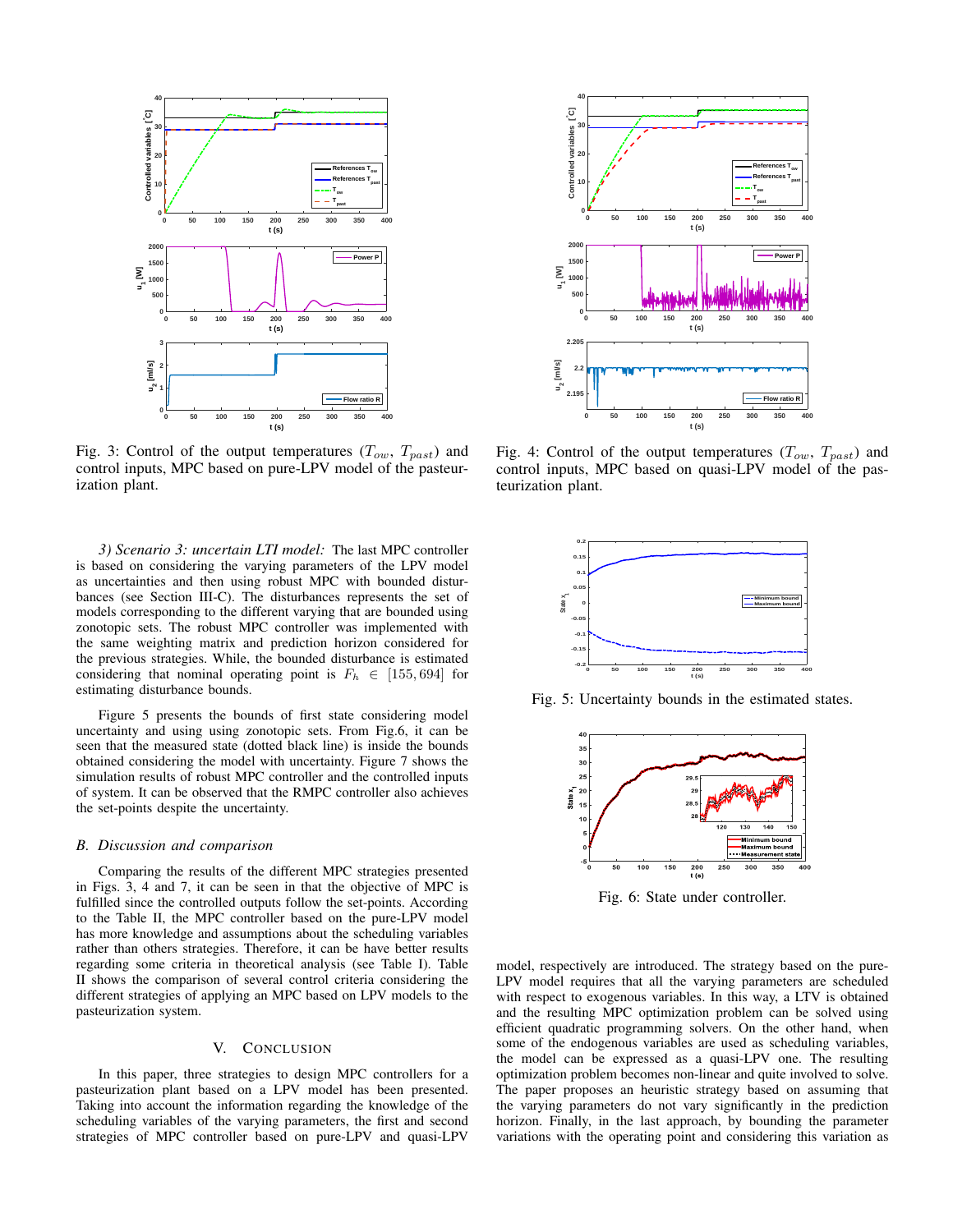Fig. 3: Control of the output temperatures ($T_{ow}$, $T_{past}$) and control inputs, MPC based on pure-LPV model of the pasteurization plant.

Fig. 4: Control of the output temperatures ($T_{ow}$, $T_{past}$) and control inputs, MPC based on quasi-LPV model of the pasteurization plant.

*3) Scenario 3: uncertain LTI model:* The last MPC controller is based on considering the varying parameters of the LPV model as uncertainties and then using robust MPC with bounded disturbances (see Section III-C). The disturbances represents the set of models corresponding to the different varying that are bounded using zonotopic sets. The robust MPC controller was implemented with the same weighting matrix and prediction horizon considered for the previous strategies. While, the bounded disturbance is estimated considering that nominal operating point is $F_h \in [155, 694]$ for estimating disturbance bounds.

Figure 5 presents the bounds of first state considering model uncertainty and using using zonotopic sets. From Fig.6, it can be seen that the measured state (dotted black line) is inside the bounds obtained considering the model with uncertainty. Figure 7 shows the simulation results of robust MPC controller and the controlled inputs of system. It can be observed that the RMPC controller also achieves the set-points despite the uncertainty.

### B. Discussion and comparison

Comparing the results of the different MPC strategies presented in Figs. 3, 4 and 7, it can be seen in that the objective of MPC is fulfilled since the controlled outputs follow the set-points. According to the Table II, the MPC controller based on the pure-LPV model has more knowledge and assumptions about the scheduling variables rather than others strategies. Therefore, it can be have better results regarding some criteria in theoretical analysis (see Table I). Table II shows the comparison of several control criteria considering the different strategies of applying an MPC based on LPV models to the pasteurization system.

## V. Conclusion

In this paper, three strategies to design MPC controllers for a pasteurization plant based on a LPV model has been presented. Taking into account the information regarding the knowledge of the scheduling variables of the varying parameters, the first and second strategies of MPC controller based on pure-LPV and quasi-LPV model, respectively are introduced. The strategy based on the pure-LPV model requires that all the varying parameters are scheduled with respect to exogenous variables. In this way, a LTV is obtained and the resulting MPC optimization problem can be solved using efficient quadratic programming solvers. On the other hand, when some of the endogenous variables are used as scheduling variables, the model can be expressed as a quasi-LPV one. The resulting optimization problem becomes non-linear and quite involved to solve. The paper proposes an heuristic strategy based on assuming that the varying parameters do not vary significantly in the prediction horizon. Finally, in the last approach, by bounding the parameter variations with the operating point and considering this variation as

Fig. 5: Uncertainty bounds in the estimated states.

Fig. 6: State under controller.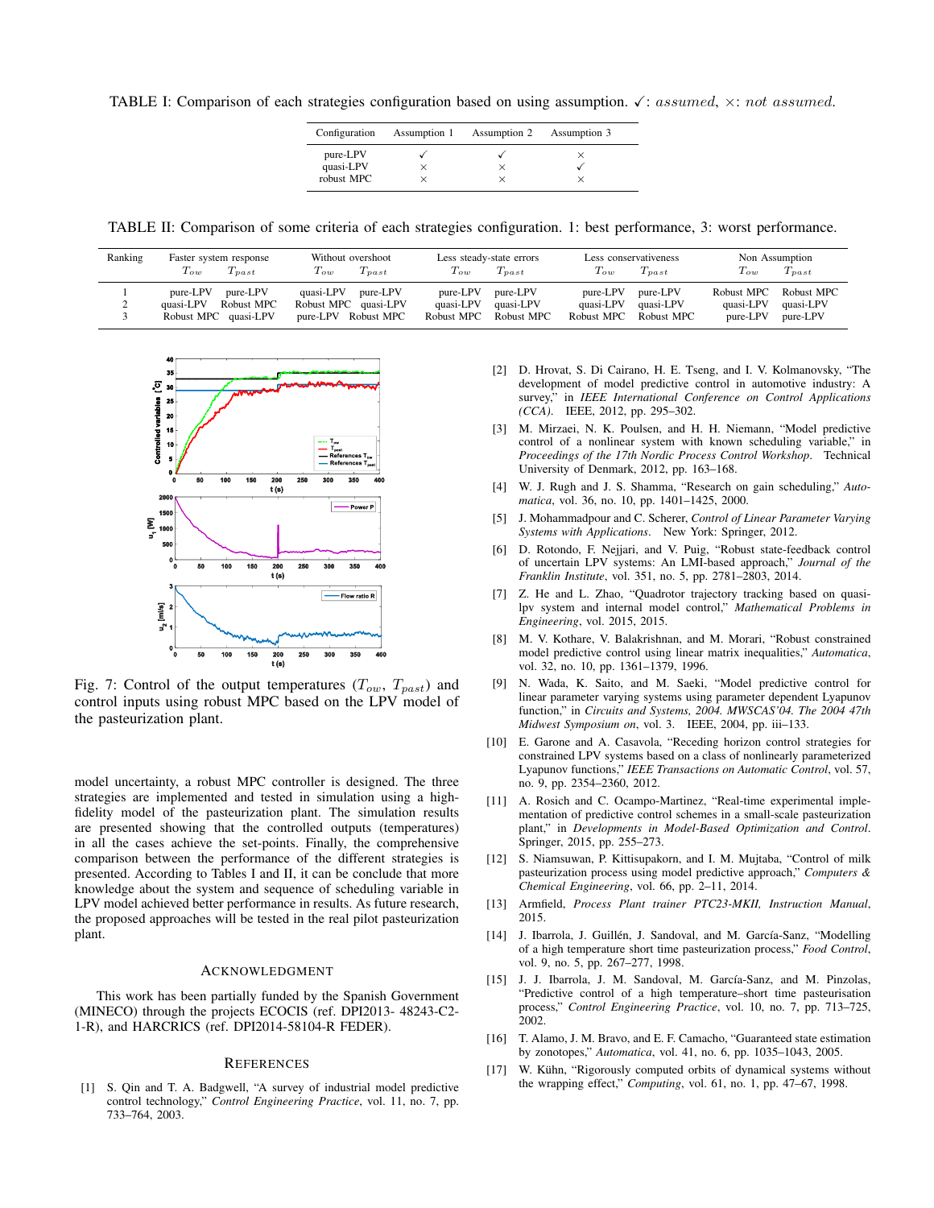TABLE I: Comparison of each strategies configuration based on using assumption. ✓: *assumed*, ×: *not assumed*.

| Configuration | Assumption 1 | Assumption 2 | Assumption 3 |
|---|---|---|---|
| pure-LPV | ✓ | ✓ | × |
| quasi-LPV | × | × | ✓ |
| robust MPC | × | × | × |

TABLE II: Comparison of some criteria of each strategies configuration. 1: best performance, 3: worst performance.

| Ranking | Faster system response | | Without overshoot | | Less steady-state errors | | Less conservativeness | | Non Assumption | |
|---|---|---|---|---|---|---|---|---|---|---|
| | $T_{ow}$ | $T_{past}$ | $T_{ow}$ | $T_{past}$ | $T_{ow}$ | $T_{past}$ | $T_{ow}$ | $T_{past}$ | $T_{ow}$ | $T_{past}$ |
| 1 | pure-LPV | pure-LPV | quasi-LPV | pure-LPV | pure-LPV | pure-LPV | pure-LPV | pure-LPV | Robust MPC | Robust MPC |
| 2 | quasi-LPV | Robust MPC | Robust MPC | quasi-LPV | quasi-LPV | quasi-LPV | quasi-LPV | quasi-LPV | quasi-LPV | quasi-LPV |
| 3 | Robust MPC | quasi-LPV | pure-LPV | Robust MPC | Robust MPC | Robust MPC | Robust MPC | Robust MPC | pure-LPV | pure-LPV |

Fig. 7: Control of the output temperatures ($T_{ow}$, $T_{past}$) and control inputs using robust MPC based on the LPV model of the pasteurization plant.

model uncertainty, a robust MPC controller is designed. The three strategies are implemented and tested in simulation using a high-fidelity model of the pasteurization plant. The simulation results are presented showing that the controlled outputs (temperatures) in all the cases achieve the set-points. Finally, the comprehensive comparison between the performance of the different strategies is presented. According to Tables I and II, it can be conclude that more knowledge about the system and sequence of scheduling variable in LPV model achieved better performance in results. As future research, the proposed approaches will be tested in the real pilot pasteurization plant.

## Acknowledgment

This work has been partially funded by the Spanish Government (MINECO) through the projects ECOCIS (ref. DPI2013- 48243-C2-1-R), and HARCRICS (ref. DPI2014-58104-R FEDER).

## References

[1] S. Qin and T. A. Badgwell, "A survey of industrial model predictive control technology," *Control Engineering Practice*, vol. 11, no. 7, pp. 733–764, 2003.

[2] D. Hrovat, S. Di Cairano, H. E. Tseng, and I. V. Kolmanovsky, "The development of model predictive control in automotive industry: A survey," in *IEEE International Conference on Control Applications (CCA)*. IEEE, 2012, pp. 295–302.

[3] M. Mirzaei, N. K. Poulsen, and H. H. Niemann, "Model predictive control of a nonlinear system with known scheduling variable," in *Proceedings of the 17th Nordic Process Control Workshop*. Technical University of Denmark, 2012, pp. 163–168.

[4] W. J. Rugh and J. S. Shamma, "Research on gain scheduling," *Automatica*, vol. 36, no. 10, pp. 1401–1425, 2000.

[5] J. Mohammadpour and C. Scherer, *Control of Linear Parameter Varying Systems with Applications*. New York: Springer, 2012.

[6] D. Rotondo, F. Nejjari, and V. Puig, "Robust state-feedback control of uncertain LPV systems: An LMI-based approach," *Journal of the Franklin Institute*, vol. 351, no. 5, pp. 2781–2803, 2014.

[7] Z. He and L. Zhao, "Quadrotor trajectory tracking based on quasi-lpv system and internal model control," *Mathematical Problems in Engineering*, vol. 2015, 2015.

[8] M. V. Kothare, V. Balakrishnan, and M. Morari, "Robust constrained model predictive control using linear matrix inequalities," *Automatica*, vol. 32, no. 10, pp. 1361–1379, 1996.

[9] N. Wada, K. Saito, and M. Saeki, "Model predictive control for linear parameter varying systems using parameter dependent Lyapunov function," in *Circuits and Systems, 2004. MWSCAS'04. The 2004 47th Midwest Symposium on*, vol. 3. IEEE, 2004, pp. iii–133.

[10] E. Garone and A. Casavola, "Receding horizon control strategies for constrained LPV systems based on a class of nonlinearly parameterized Lyapunov functions," *IEEE Transactions on Automatic Control*, vol. 57, no. 9, pp. 2354–2360, 2012.

[11] A. Rosich and C. Ocampo-Martinez, "Real-time experimental implementation of predictive control schemes in a small-scale pasteurization plant," in *Developments in Model-Based Optimization and Control*. Springer, 2015, pp. 255–273.

[12] S. Niamsuwan, P. Kittisupakorn, and I. M. Mujtaba, "Control of milk pasteurization process using model predictive approach," *Computers & Chemical Engineering*, vol. 66, pp. 2–11, 2014.

[13] Armfield, *Process Plant trainer PTC23-MKII, Instruction Manual*, 2015.

[14] J. Ibarrola, J. Guillén, J. Sandoval, and M. García-Sanz, "Modelling of a high temperature short time pasteurization process," *Food Control*, vol. 9, no. 5, pp. 267–277, 1998.

[15] J. J. Ibarrola, J. M. Sandoval, M. García-Sanz, and M. Pinzolas, "Predictive control of a high temperature–short time pasteurisation process," *Control Engineering Practice*, vol. 10, no. 7, pp. 713–725, 2002.

[16] T. Alamo, J. M. Bravo, and E. F. Camacho, "Guaranteed state estimation by zonotopes," *Automatica*, vol. 41, no. 6, pp. 1035–1043, 2005.

[17] W. Kühn, "Rigorously computed orbits of dynamical systems without the wrapping effect," *Computing*, vol. 61, no. 1, pp. 47–67, 1998.